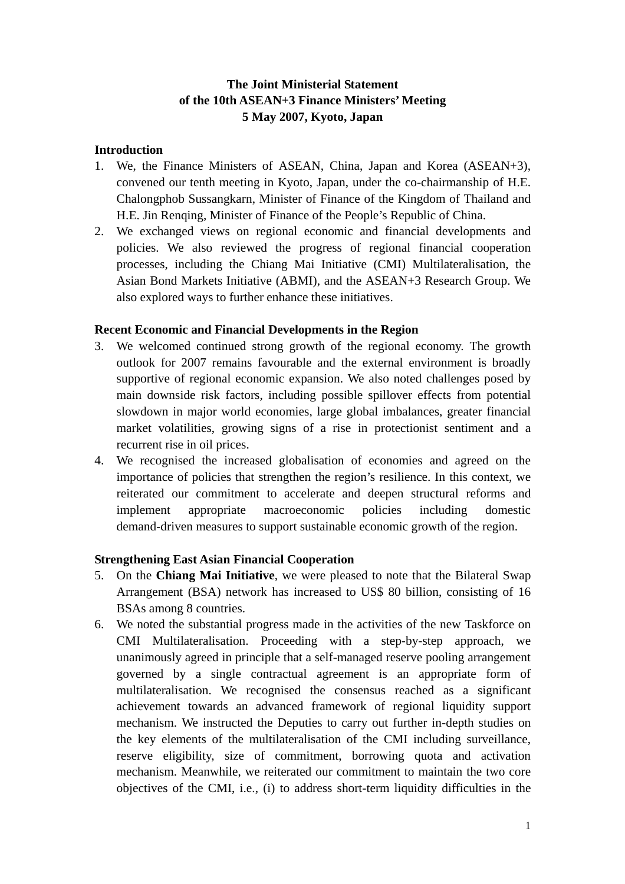# The Joint Ministerial Statement
# of the 10th ASEAN+3 Finance Ministers' Meeting
# 5 May 2007, Kyoto, Japan

## Introduction

1. We, the Finance Ministers of ASEAN, China, Japan and Korea (ASEAN+3), convened our tenth meeting in Kyoto, Japan, under the co-chairmanship of H.E. Chalongphob Sussangkarn, Minister of Finance of the Kingdom of Thailand and H.E. Jin Renqing, Minister of Finance of the People's Republic of China.
2. We exchanged views on regional economic and financial developments and policies. We also reviewed the progress of regional financial cooperation processes, including the Chiang Mai Initiative (CMI) Multilateralisation, the Asian Bond Markets Initiative (ABMI), and the ASEAN+3 Research Group. We also explored ways to further enhance these initiatives.

## Recent Economic and Financial Developments in the Region

3. We welcomed continued strong growth of the regional economy. The growth outlook for 2007 remains favourable and the external environment is broadly supportive of regional economic expansion. We also noted challenges posed by main downside risk factors, including possible spillover effects from potential slowdown in major world economies, large global imbalances, greater financial market volatilities, growing signs of a rise in protectionist sentiment and a recurrent rise in oil prices.
4. We recognised the increased globalisation of economies and agreed on the importance of policies that strengthen the region's resilience. In this context, we reiterated our commitment to accelerate and deepen structural reforms and implement appropriate macroeconomic policies including domestic demand-driven measures to support sustainable economic growth of the region.

## Strengthening East Asian Financial Cooperation

5. On the **Chiang Mai Initiative**, we were pleased to note that the Bilateral Swap Arrangement (BSA) network has increased to US$ 80 billion, consisting of 16 BSAs among 8 countries.
6. We noted the substantial progress made in the activities of the new Taskforce on CMI Multilateralisation. Proceeding with a step-by-step approach, we unanimously agreed in principle that a self-managed reserve pooling arrangement governed by a single contractual agreement is an appropriate form of multilateralisation. We recognised the consensus reached as a significant achievement towards an advanced framework of regional liquidity support mechanism. We instructed the Deputies to carry out further in-depth studies on the key elements of the multilateralisation of the CMI including surveillance, reserve eligibility, size of commitment, borrowing quota and activation mechanism. Meanwhile, we reiterated our commitment to maintain the two core objectives of the CMI, i.e., (i) to address short-term liquidity difficulties in the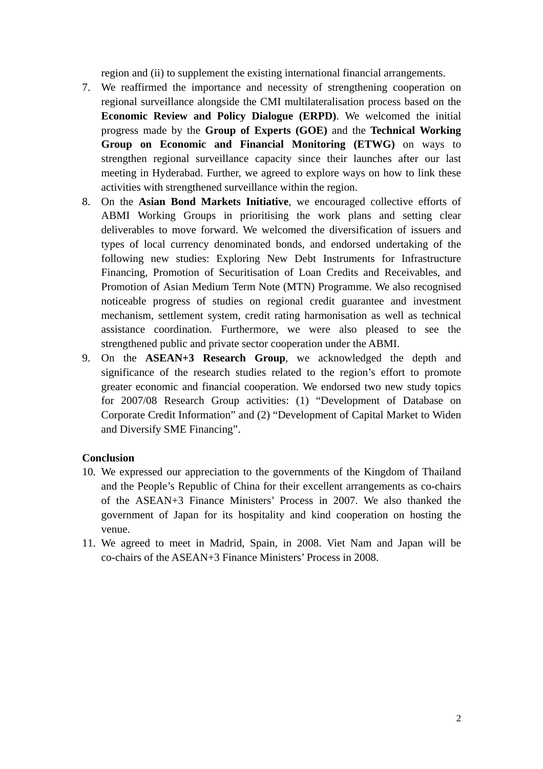region and (ii) to supplement the existing international financial arrangements.

7. We reaffirmed the importance and necessity of strengthening cooperation on regional surveillance alongside the CMI multilateralisation process based on the **Economic Review and Policy Dialogue (ERPD)**. We welcomed the initial progress made by the **Group of Experts (GOE)** and the **Technical Working Group on Economic and Financial Monitoring (ETWG)** on ways to strengthen regional surveillance capacity since their launches after our last meeting in Hyderabad. Further, we agreed to explore ways on how to link these activities with strengthened surveillance within the region.
8. On the **Asian Bond Markets Initiative**, we encouraged collective efforts of ABMI Working Groups in prioritising the work plans and setting clear deliverables to move forward. We welcomed the diversification of issuers and types of local currency denominated bonds, and endorsed undertaking of the following new studies: Exploring New Debt Instruments for Infrastructure Financing, Promotion of Securitisation of Loan Credits and Receivables, and Promotion of Asian Medium Term Note (MTN) Programme. We also recognised noticeable progress of studies on regional credit guarantee and investment mechanism, settlement system, credit rating harmonisation as well as technical assistance coordination. Furthermore, we were also pleased to see the strengthened public and private sector cooperation under the ABMI.
9. On the **ASEAN+3 Research Group**, we acknowledged the depth and significance of the research studies related to the region's effort to promote greater economic and financial cooperation. We endorsed two new study topics for 2007/08 Research Group activities: (1) "Development of Database on Corporate Credit Information" and (2) "Development of Capital Market to Widen and Diversify SME Financing".

**Conclusion**

10. We expressed our appreciation to the governments of the Kingdom of Thailand and the People's Republic of China for their excellent arrangements as co-chairs of the ASEAN+3 Finance Ministers' Process in 2007. We also thanked the government of Japan for its hospitality and kind cooperation on hosting the venue.
11. We agreed to meet in Madrid, Spain, in 2008. Viet Nam and Japan will be co-chairs of the ASEAN+3 Finance Ministers' Process in 2008.